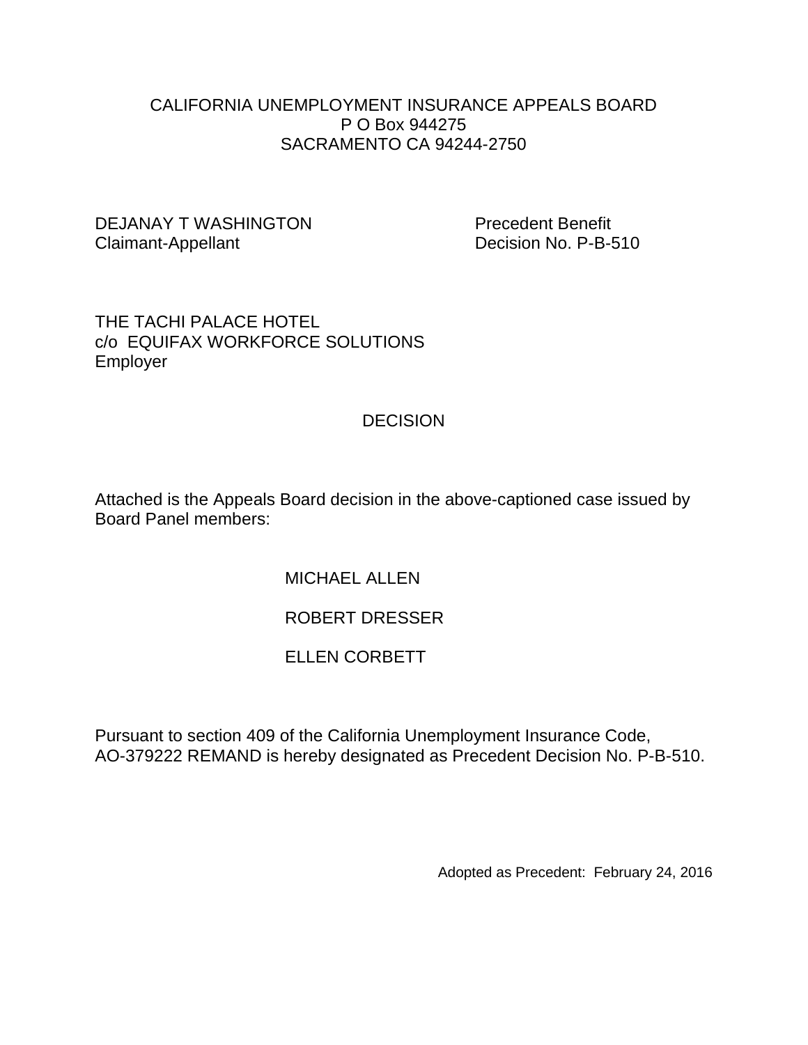CALIFORNIA UNEMPLOYMENT INSURANCE APPEALS BOARD
P O Box 944275
SACRAMENTO CA 94244-2750

DEJANAY T WASHINGTON
Claimant-Appellant

Precedent Benefit
Decision No. P-B-510

THE TACHI PALACE HOTEL
c/o EQUIFAX WORKFORCE SOLUTIONS
Employer

# DECISION

Attached is the Appeals Board decision in the above-captioned case issued by Board Panel members:

MICHAEL ALLEN

ROBERT DRESSER

ELLEN CORBETT

Pursuant to section 409 of the California Unemployment Insurance Code, AO-379222 REMAND is hereby designated as Precedent Decision No. P-B-510.

Adopted as Precedent: February 24, 2016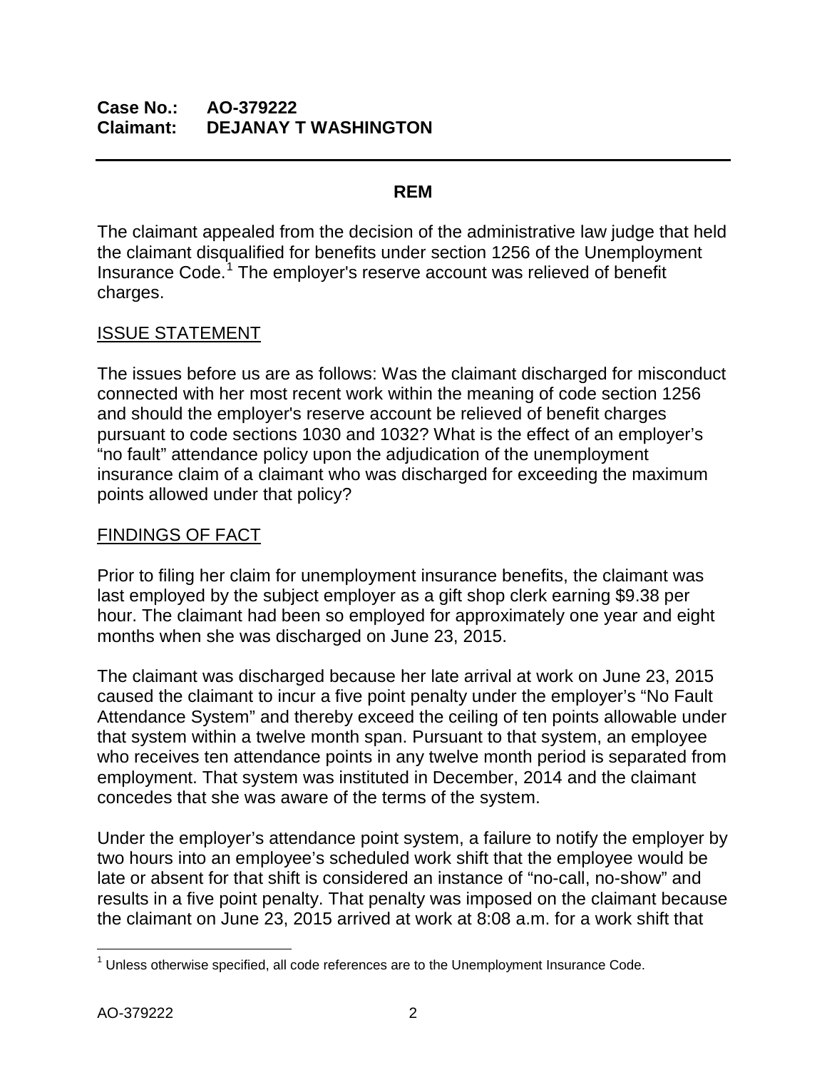**Case No.: AO-379222**
**Claimant: DEJANAY T WASHINGTON**

## REM

The claimant appealed from the decision of the administrative law judge that held the claimant disqualified for benefits under section 1256 of the Unemployment Insurance Code.[1] The employer's reserve account was relieved of benefit charges.

### ISSUE STATEMENT

The issues before us are as follows: Was the claimant discharged for misconduct connected with her most recent work within the meaning of code section 1256 and should the employer's reserve account be relieved of benefit charges pursuant to code sections 1030 and 1032? What is the effect of an employer's "no fault" attendance policy upon the adjudication of the unemployment insurance claim of a claimant who was discharged for exceeding the maximum points allowed under that policy?

### FINDINGS OF FACT

Prior to filing her claim for unemployment insurance benefits, the claimant was last employed by the subject employer as a gift shop clerk earning $9.38 per hour. The claimant had been so employed for approximately one year and eight months when she was discharged on June 23, 2015.

The claimant was discharged because her late arrival at work on June 23, 2015 caused the claimant to incur a five point penalty under the employer's "No Fault Attendance System" and thereby exceed the ceiling of ten points allowable under that system within a twelve month span. Pursuant to that system, an employee who receives ten attendance points in any twelve month period is separated from employment. That system was instituted in December, 2014 and the claimant concedes that she was aware of the terms of the system.

Under the employer's attendance point system, a failure to notify the employer by two hours into an employee's scheduled work shift that the employee would be late or absent for that shift is considered an instance of "no-call, no-show" and results in a five point penalty. That penalty was imposed on the claimant because the claimant on June 23, 2015 arrived at work at 8:08 a.m. for a work shift that

[1] Unless otherwise specified, all code references are to the Unemployment Insurance Code.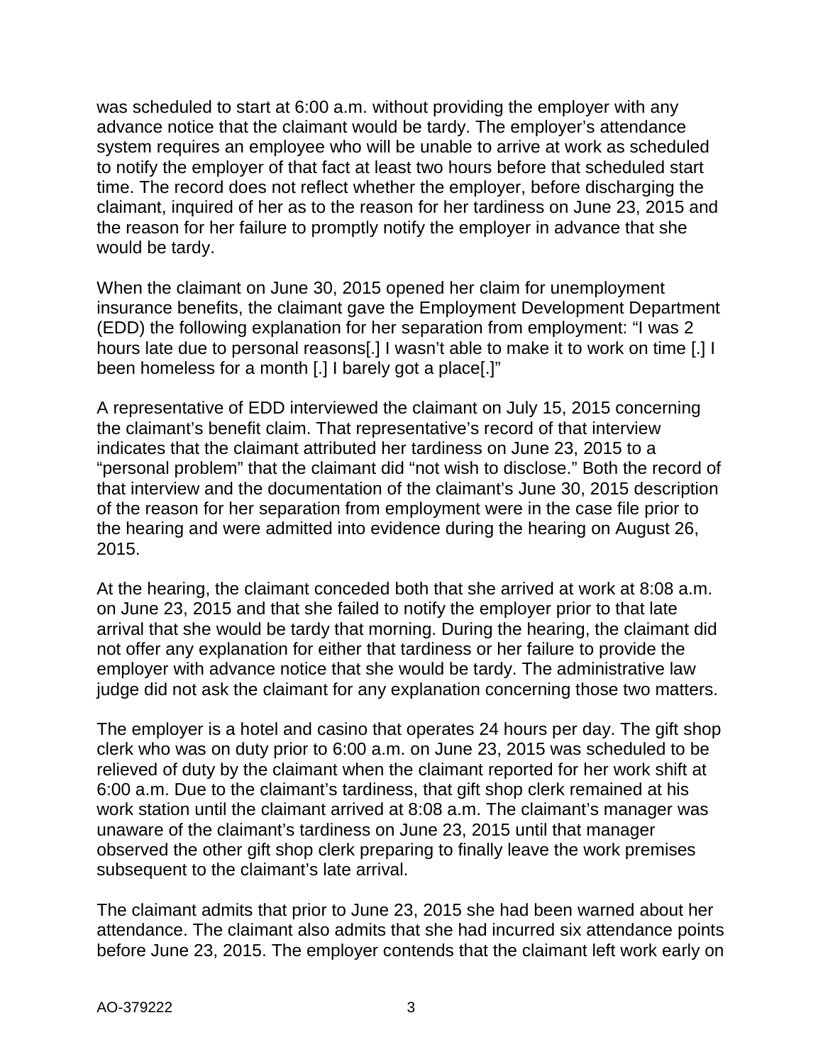was scheduled to start at 6:00 a.m. without providing the employer with any advance notice that the claimant would be tardy. The employer's attendance system requires an employee who will be unable to arrive at work as scheduled to notify the employer of that fact at least two hours before that scheduled start time. The record does not reflect whether the employer, before discharging the claimant, inquired of her as to the reason for her tardiness on June 23, 2015 and the reason for her failure to promptly notify the employer in advance that she would be tardy.

When the claimant on June 30, 2015 opened her claim for unemployment insurance benefits, the claimant gave the Employment Development Department (EDD) the following explanation for her separation from employment: "I was 2 hours late due to personal reasons[.] I wasn't able to make it to work on time [.] I been homeless for a month [.] I barely got a place[.]"

A representative of EDD interviewed the claimant on July 15, 2015 concerning the claimant's benefit claim. That representative's record of that interview indicates that the claimant attributed her tardiness on June 23, 2015 to a "personal problem" that the claimant did "not wish to disclose." Both the record of that interview and the documentation of the claimant's June 30, 2015 description of the reason for her separation from employment were in the case file prior to the hearing and were admitted into evidence during the hearing on August 26, 2015.

At the hearing, the claimant conceded both that she arrived at work at 8:08 a.m. on June 23, 2015 and that she failed to notify the employer prior to that late arrival that she would be tardy that morning. During the hearing, the claimant did not offer any explanation for either that tardiness or her failure to provide the employer with advance notice that she would be tardy. The administrative law judge did not ask the claimant for any explanation concerning those two matters.

The employer is a hotel and casino that operates 24 hours per day. The gift shop clerk who was on duty prior to 6:00 a.m. on June 23, 2015 was scheduled to be relieved of duty by the claimant when the claimant reported for her work shift at 6:00 a.m. Due to the claimant's tardiness, that gift shop clerk remained at his work station until the claimant arrived at 8:08 a.m. The claimant's manager was unaware of the claimant's tardiness on June 23, 2015 until that manager observed the other gift shop clerk preparing to finally leave the work premises subsequent to the claimant's late arrival.

The claimant admits that prior to June 23, 2015 she had been warned about her attendance. The claimant also admits that she had incurred six attendance points before June 23, 2015. The employer contends that the claimant left work early on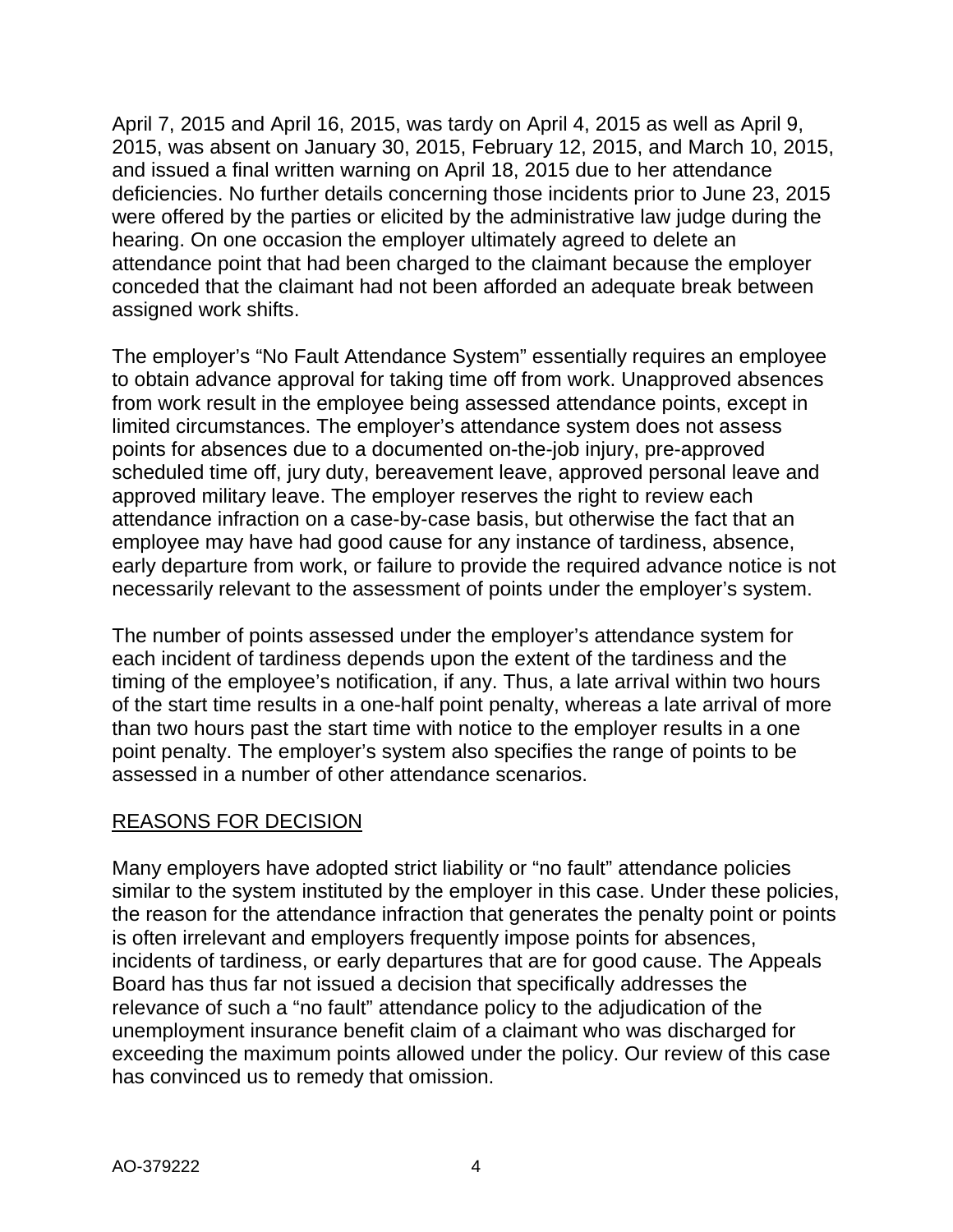April 7, 2015 and April 16, 2015, was tardy on April 4, 2015 as well as April 9, 2015, was absent on January 30, 2015, February 12, 2015, and March 10, 2015, and issued a final written warning on April 18, 2015 due to her attendance deficiencies. No further details concerning those incidents prior to June 23, 2015 were offered by the parties or elicited by the administrative law judge during the hearing. On one occasion the employer ultimately agreed to delete an attendance point that had been charged to the claimant because the employer conceded that the claimant had not been afforded an adequate break between assigned work shifts.

The employer's "No Fault Attendance System" essentially requires an employee to obtain advance approval for taking time off from work. Unapproved absences from work result in the employee being assessed attendance points, except in limited circumstances. The employer's attendance system does not assess points for absences due to a documented on-the-job injury, pre-approved scheduled time off, jury duty, bereavement leave, approved personal leave and approved military leave. The employer reserves the right to review each attendance infraction on a case-by-case basis, but otherwise the fact that an employee may have had good cause for any instance of tardiness, absence, early departure from work, or failure to provide the required advance notice is not necessarily relevant to the assessment of points under the employer's system.

The number of points assessed under the employer's attendance system for each incident of tardiness depends upon the extent of the tardiness and the timing of the employee's notification, if any. Thus, a late arrival within two hours of the start time results in a one-half point penalty, whereas a late arrival of more than two hours past the start time with notice to the employer results in a one point penalty. The employer's system also specifies the range of points to be assessed in a number of other attendance scenarios.

## REASONS FOR DECISION

Many employers have adopted strict liability or "no fault" attendance policies similar to the system instituted by the employer in this case. Under these policies, the reason for the attendance infraction that generates the penalty point or points is often irrelevant and employers frequently impose points for absences, incidents of tardiness, or early departures that are for good cause. The Appeals Board has thus far not issued a decision that specifically addresses the relevance of such a "no fault" attendance policy to the adjudication of the unemployment insurance benefit claim of a claimant who was discharged for exceeding the maximum points allowed under the policy. Our review of this case has convinced us to remedy that omission.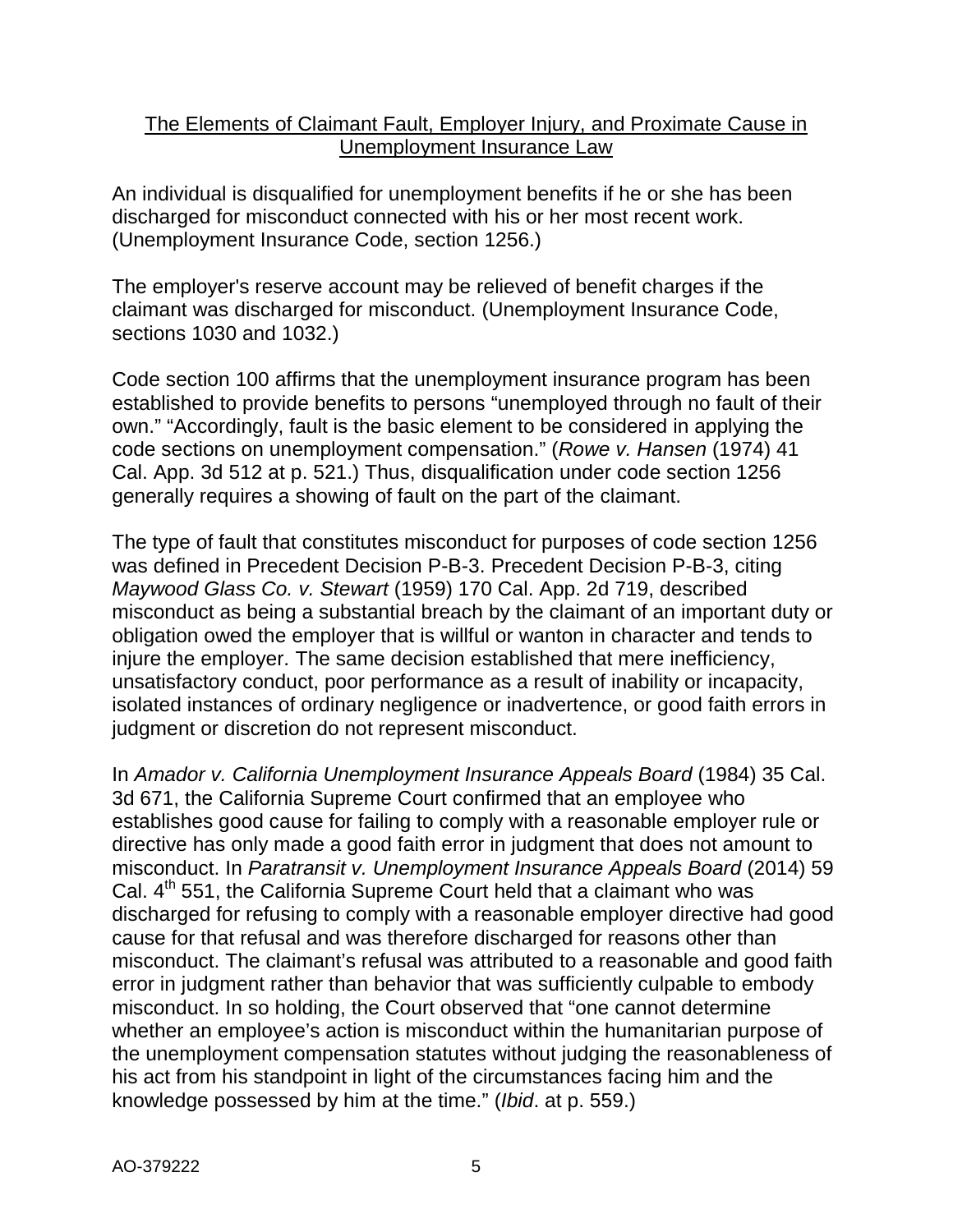## The Elements of Claimant Fault, Employer Injury, and Proximate Cause in Unemployment Insurance Law

An individual is disqualified for unemployment benefits if he or she has been discharged for misconduct connected with his or her most recent work. (Unemployment Insurance Code, section 1256.)

The employer's reserve account may be relieved of benefit charges if the claimant was discharged for misconduct. (Unemployment Insurance Code, sections 1030 and 1032.)

Code section 100 affirms that the unemployment insurance program has been established to provide benefits to persons "unemployed through no fault of their own." "Accordingly, fault is the basic element to be considered in applying the code sections on unemployment compensation." (*Rowe v. Hansen* (1974) 41 Cal. App. 3d 512 at p. 521.) Thus, disqualification under code section 1256 generally requires a showing of fault on the part of the claimant.

The type of fault that constitutes misconduct for purposes of code section 1256 was defined in Precedent Decision P-B-3. Precedent Decision P-B-3, citing *Maywood Glass Co. v. Stewart* (1959) 170 Cal. App. 2d 719, described misconduct as being a substantial breach by the claimant of an important duty or obligation owed the employer that is willful or wanton in character and tends to injure the employer. The same decision established that mere inefficiency, unsatisfactory conduct, poor performance as a result of inability or incapacity, isolated instances of ordinary negligence or inadvertence, or good faith errors in judgment or discretion do not represent misconduct.

In *Amador v. California Unemployment Insurance Appeals Board* (1984) 35 Cal. 3d 671, the California Supreme Court confirmed that an employee who establishes good cause for failing to comply with a reasonable employer rule or directive has only made a good faith error in judgment that does not amount to misconduct. In *Paratransit v. Unemployment Insurance Appeals Board* (2014) 59 Cal. 4th 551, the California Supreme Court held that a claimant who was discharged for refusing to comply with a reasonable employer directive had good cause for that refusal and was therefore discharged for reasons other than misconduct. The claimant's refusal was attributed to a reasonable and good faith error in judgment rather than behavior that was sufficiently culpable to embody misconduct. In so holding, the Court observed that "one cannot determine whether an employee's action is misconduct within the humanitarian purpose of the unemployment compensation statutes without judging the reasonableness of his act from his standpoint in light of the circumstances facing him and the knowledge possessed by him at the time." (*Ibid*. at p. 559.)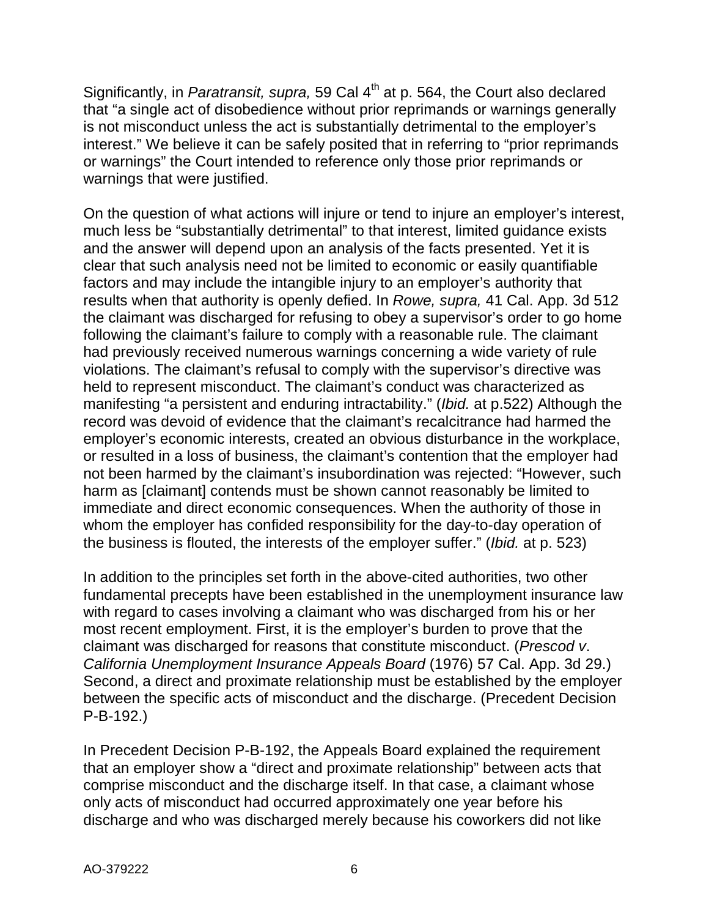Significantly, in *Paratransit, supra,* 59 Cal 4[th] at p. 564, the Court also declared that "a single act of disobedience without prior reprimands or warnings generally is not misconduct unless the act is substantially detrimental to the employer's interest." We believe it can be safely posited that in referring to "prior reprimands or warnings" the Court intended to reference only those prior reprimands or warnings that were justified.

On the question of what actions will injure or tend to injure an employer's interest, much less be "substantially detrimental" to that interest, limited guidance exists and the answer will depend upon an analysis of the facts presented. Yet it is clear that such analysis need not be limited to economic or easily quantifiable factors and may include the intangible injury to an employer's authority that results when that authority is openly defied. In *Rowe, supra,* 41 Cal. App. 3d 512 the claimant was discharged for refusing to obey a supervisor's order to go home following the claimant's failure to comply with a reasonable rule. The claimant had previously received numerous warnings concerning a wide variety of rule violations. The claimant's refusal to comply with the supervisor's directive was held to represent misconduct. The claimant's conduct was characterized as manifesting "a persistent and enduring intractability." (*Ibid.* at p.522) Although the record was devoid of evidence that the claimant's recalcitrance had harmed the employer's economic interests, created an obvious disturbance in the workplace, or resulted in a loss of business, the claimant's contention that the employer had not been harmed by the claimant's insubordination was rejected: "However, such harm as [claimant] contends must be shown cannot reasonably be limited to immediate and direct economic consequences. When the authority of those in whom the employer has confided responsibility for the day-to-day operation of the business is flouted, the interests of the employer suffer." (*Ibid.* at p. 523)

In addition to the principles set forth in the above-cited authorities, two other fundamental precepts have been established in the unemployment insurance law with regard to cases involving a claimant who was discharged from his or her most recent employment. First, it is the employer's burden to prove that the claimant was discharged for reasons that constitute misconduct. (*Prescod v. California Unemployment Insurance Appeals Board* (1976) 57 Cal. App. 3d 29.) Second, a direct and proximate relationship must be established by the employer between the specific acts of misconduct and the discharge. (Precedent Decision P-B-192.)

In Precedent Decision P-B-192, the Appeals Board explained the requirement that an employer show a "direct and proximate relationship" between acts that comprise misconduct and the discharge itself. In that case, a claimant whose only acts of misconduct had occurred approximately one year before his discharge and who was discharged merely because his coworkers did not like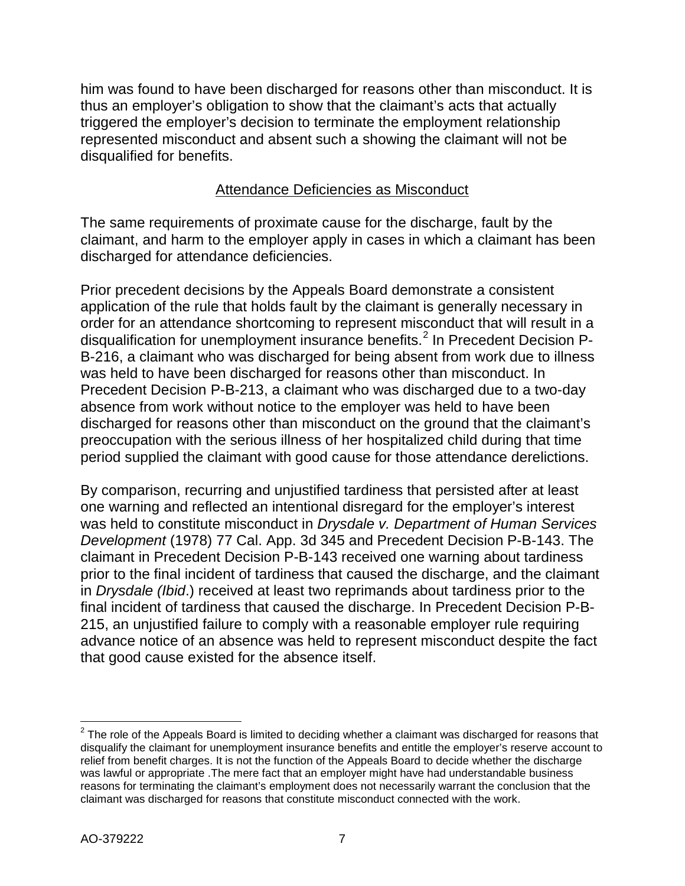him was found to have been discharged for reasons other than misconduct. It is thus an employer's obligation to show that the claimant's acts that actually triggered the employer's decision to terminate the employment relationship represented misconduct and absent such a showing the claimant will not be disqualified for benefits.

## Attendance Deficiencies as Misconduct

The same requirements of proximate cause for the discharge, fault by the claimant, and harm to the employer apply in cases in which a claimant has been discharged for attendance deficiencies.

Prior precedent decisions by the Appeals Board demonstrate a consistent application of the rule that holds fault by the claimant is generally necessary in order for an attendance shortcoming to represent misconduct that will result in a disqualification for unemployment insurance benefits.[2] In Precedent Decision P-B-216, a claimant who was discharged for being absent from work due to illness was held to have been discharged for reasons other than misconduct. In Precedent Decision P-B-213, a claimant who was discharged due to a two-day absence from work without notice to the employer was held to have been discharged for reasons other than misconduct on the ground that the claimant's preoccupation with the serious illness of her hospitalized child during that time period supplied the claimant with good cause for those attendance derelictions.

By comparison, recurring and unjustified tardiness that persisted after at least one warning and reflected an intentional disregard for the employer's interest was held to constitute misconduct in *Drysdale v. Department of Human Services Development* (1978) 77 Cal. App. 3d 345 and Precedent Decision P-B-143. The claimant in Precedent Decision P-B-143 received one warning about tardiness prior to the final incident of tardiness that caused the discharge, and the claimant in *Drysdale (Ibid*.) received at least two reprimands about tardiness prior to the final incident of tardiness that caused the discharge. In Precedent Decision P-B-215, an unjustified failure to comply with a reasonable employer rule requiring advance notice of an absence was held to represent misconduct despite the fact that good cause existed for the absence itself.

---

[2] The role of the Appeals Board is limited to deciding whether a claimant was discharged for reasons that disqualify the claimant for unemployment insurance benefits and entitle the employer's reserve account to relief from benefit charges. It is not the function of the Appeals Board to decide whether the discharge was lawful or appropriate .The mere fact that an employer might have had understandable business reasons for terminating the claimant's employment does not necessarily warrant the conclusion that the claimant was discharged for reasons that constitute misconduct connected with the work.

AO-379222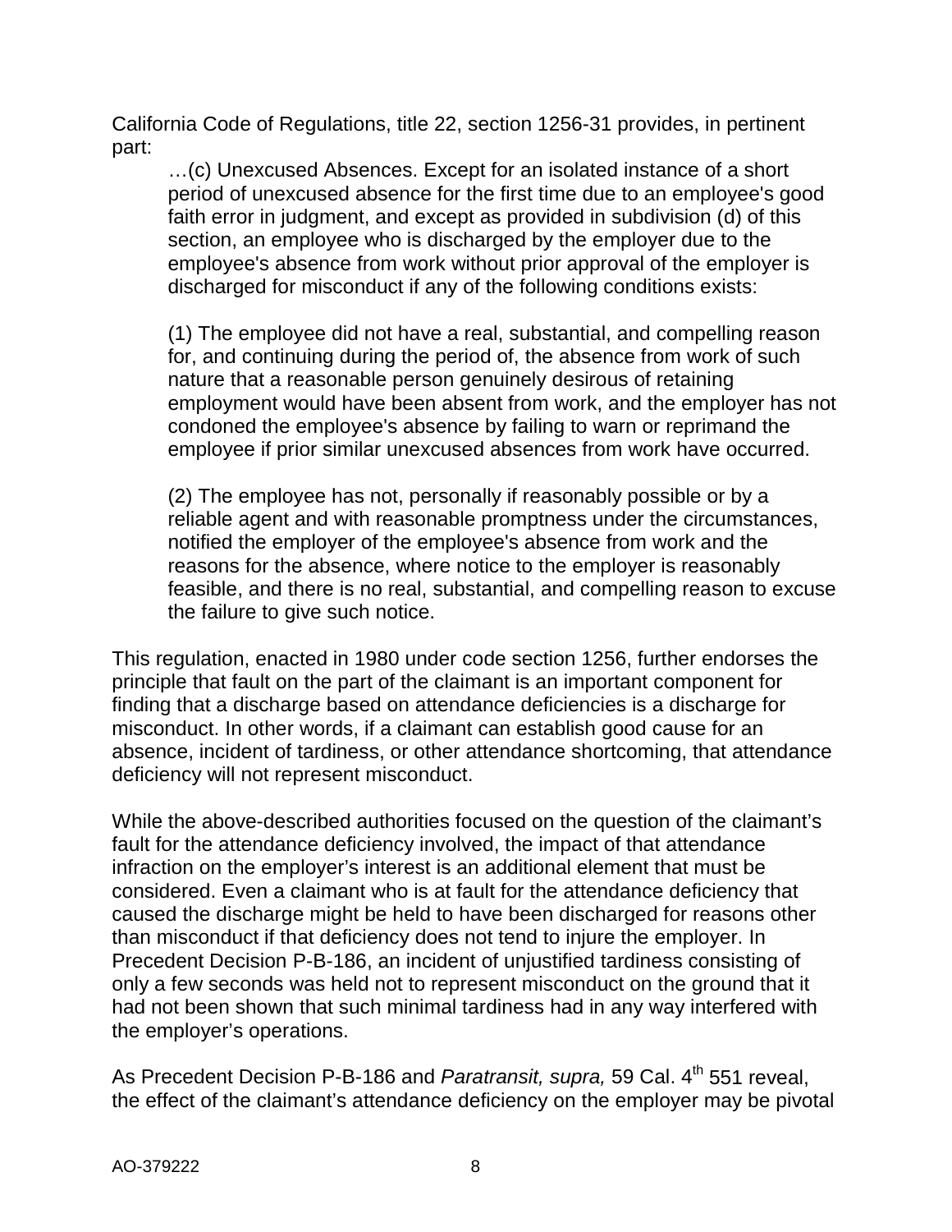California Code of Regulations, title 22, section 1256-31 provides, in pertinent part:

> …(c) Unexcused Absences. Except for an isolated instance of a short period of unexcused absence for the first time due to an employee's good faith error in judgment, and except as provided in subdivision (d) of this section, an employee who is discharged by the employer due to the employee's absence from work without prior approval of the employer is discharged for misconduct if any of the following conditions exists:
>
> (1) The employee did not have a real, substantial, and compelling reason for, and continuing during the period of, the absence from work of such nature that a reasonable person genuinely desirous of retaining employment would have been absent from work, and the employer has not condoned the employee's absence by failing to warn or reprimand the employee if prior similar unexcused absences from work have occurred.
>
> (2) The employee has not, personally if reasonably possible or by a reliable agent and with reasonable promptness under the circumstances, notified the employer of the employee's absence from work and the reasons for the absence, where notice to the employer is reasonably feasible, and there is no real, substantial, and compelling reason to excuse the failure to give such notice.

This regulation, enacted in 1980 under code section 1256, further endorses the principle that fault on the part of the claimant is an important component for finding that a discharge based on attendance deficiencies is a discharge for misconduct. In other words, if a claimant can establish good cause for an absence, incident of tardiness, or other attendance shortcoming, that attendance deficiency will not represent misconduct.

While the above-described authorities focused on the question of the claimant's fault for the attendance deficiency involved, the impact of that attendance infraction on the employer's interest is an additional element that must be considered. Even a claimant who is at fault for the attendance deficiency that caused the discharge might be held to have been discharged for reasons other than misconduct if that deficiency does not tend to injure the employer. In Precedent Decision P-B-186, an incident of unjustified tardiness consisting of only a few seconds was held not to represent misconduct on the ground that it had not been shown that such minimal tardiness had in any way interfered with the employer's operations.

As Precedent Decision P-B-186 and *Paratransit, supra,* 59 Cal. 4th 551 reveal, the effect of the claimant's attendance deficiency on the employer may be pivotal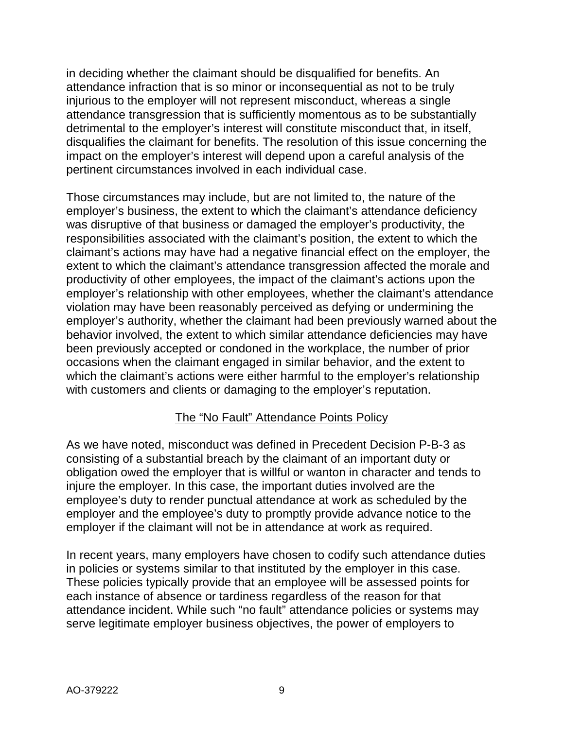in deciding whether the claimant should be disqualified for benefits. An attendance infraction that is so minor or inconsequential as not to be truly injurious to the employer will not represent misconduct, whereas a single attendance transgression that is sufficiently momentous as to be substantially detrimental to the employer's interest will constitute misconduct that, in itself, disqualifies the claimant for benefits. The resolution of this issue concerning the impact on the employer's interest will depend upon a careful analysis of the pertinent circumstances involved in each individual case.

Those circumstances may include, but are not limited to, the nature of the employer's business, the extent to which the claimant's attendance deficiency was disruptive of that business or damaged the employer's productivity, the responsibilities associated with the claimant's position, the extent to which the claimant's actions may have had a negative financial effect on the employer, the extent to which the claimant's attendance transgression affected the morale and productivity of other employees, the impact of the claimant's actions upon the employer's relationship with other employees, whether the claimant's attendance violation may have been reasonably perceived as defying or undermining the employer's authority, whether the claimant had been previously warned about the behavior involved, the extent to which similar attendance deficiencies may have been previously accepted or condoned in the workplace, the number of prior occasions when the claimant engaged in similar behavior, and the extent to which the claimant's actions were either harmful to the employer's relationship with customers and clients or damaging to the employer's reputation.

## The "No Fault" Attendance Points Policy

As we have noted, misconduct was defined in Precedent Decision P-B-3 as consisting of a substantial breach by the claimant of an important duty or obligation owed the employer that is willful or wanton in character and tends to injure the employer. In this case, the important duties involved are the employee's duty to render punctual attendance at work as scheduled by the employer and the employee's duty to promptly provide advance notice to the employer if the claimant will not be in attendance at work as required.

In recent years, many employers have chosen to codify such attendance duties in policies or systems similar to that instituted by the employer in this case. These policies typically provide that an employee will be assessed points for each instance of absence or tardiness regardless of the reason for that attendance incident. While such "no fault" attendance policies or systems may serve legitimate employer business objectives, the power of employers to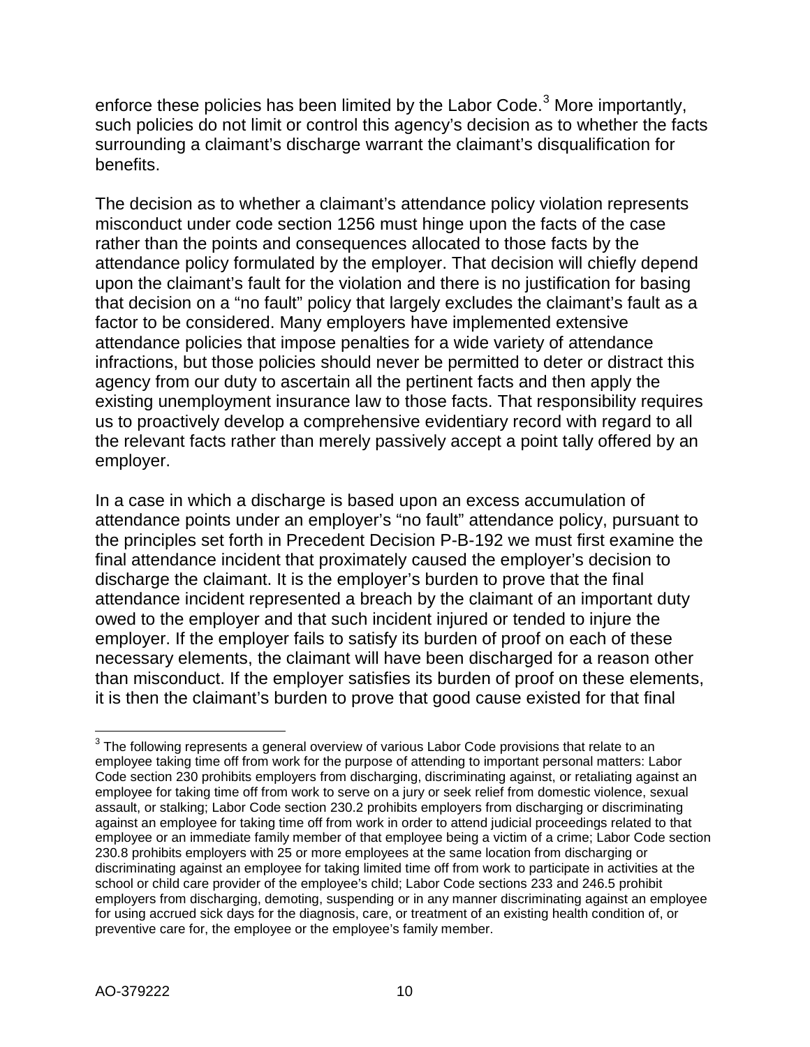enforce these policies has been limited by the Labor Code.[3] More importantly, such policies do not limit or control this agency's decision as to whether the facts surrounding a claimant's discharge warrant the claimant's disqualification for benefits.

The decision as to whether a claimant's attendance policy violation represents misconduct under code section 1256 must hinge upon the facts of the case rather than the points and consequences allocated to those facts by the attendance policy formulated by the employer. That decision will chiefly depend upon the claimant's fault for the violation and there is no justification for basing that decision on a "no fault" policy that largely excludes the claimant's fault as a factor to be considered. Many employers have implemented extensive attendance policies that impose penalties for a wide variety of attendance infractions, but those policies should never be permitted to deter or distract this agency from our duty to ascertain all the pertinent facts and then apply the existing unemployment insurance law to those facts. That responsibility requires us to proactively develop a comprehensive evidentiary record with regard to all the relevant facts rather than merely passively accept a point tally offered by an employer.

In a case in which a discharge is based upon an excess accumulation of attendance points under an employer's "no fault" attendance policy, pursuant to the principles set forth in Precedent Decision P-B-192 we must first examine the final attendance incident that proximately caused the employer's decision to discharge the claimant. It is the employer's burden to prove that the final attendance incident represented a breach by the claimant of an important duty owed to the employer and that such incident injured or tended to injure the employer. If the employer fails to satisfy its burden of proof on each of these necessary elements, the claimant will have been discharged for a reason other than misconduct. If the employer satisfies its burden of proof on these elements, it is then the claimant's burden to prove that good cause existed for that final

---

[3] The following represents a general overview of various Labor Code provisions that relate to an employee taking time off from work for the purpose of attending to important personal matters: Labor Code section 230 prohibits employers from discharging, discriminating against, or retaliating against an employee for taking time off from work to serve on a jury or seek relief from domestic violence, sexual assault, or stalking; Labor Code section 230.2 prohibits employers from discharging or discriminating against an employee for taking time off from work in order to attend judicial proceedings related to that employee or an immediate family member of that employee being a victim of a crime; Labor Code section 230.8 prohibits employers with 25 or more employees at the same location from discharging or discriminating against an employee for taking limited time off from work to participate in activities at the school or child care provider of the employee's child; Labor Code sections 233 and 246.5 prohibit employers from discharging, demoting, suspending or in any manner discriminating against an employee for using accrued sick days for the diagnosis, care, or treatment of an existing health condition of, or preventive care for, the employee or the employee's family member.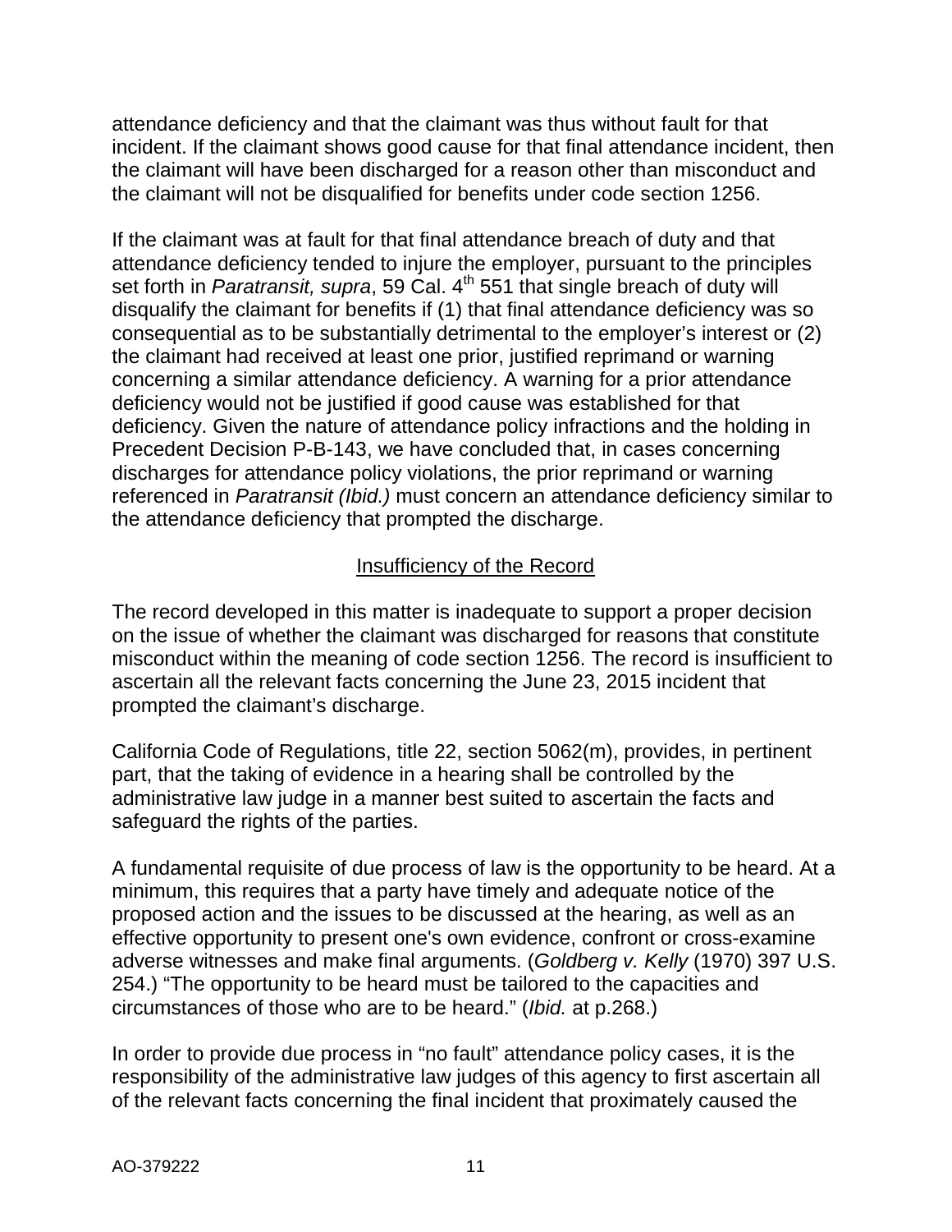attendance deficiency and that the claimant was thus without fault for that incident. If the claimant shows good cause for that final attendance incident, then the claimant will have been discharged for a reason other than misconduct and the claimant will not be disqualified for benefits under code section 1256.

If the claimant was at fault for that final attendance breach of duty and that attendance deficiency tended to injure the employer, pursuant to the principles set forth in *Paratransit, supra*, 59 Cal. 4th 551 that single breach of duty will disqualify the claimant for benefits if (1) that final attendance deficiency was so consequential as to be substantially detrimental to the employer's interest or (2) the claimant had received at least one prior, justified reprimand or warning concerning a similar attendance deficiency. A warning for a prior attendance deficiency would not be justified if good cause was established for that deficiency. Given the nature of attendance policy infractions and the holding in Precedent Decision P-B-143, we have concluded that, in cases concerning discharges for attendance policy violations, the prior reprimand or warning referenced in *Paratransit (Ibid.)* must concern an attendance deficiency similar to the attendance deficiency that prompted the discharge.

## Insufficiency of the Record

The record developed in this matter is inadequate to support a proper decision on the issue of whether the claimant was discharged for reasons that constitute misconduct within the meaning of code section 1256. The record is insufficient to ascertain all the relevant facts concerning the June 23, 2015 incident that prompted the claimant's discharge.

California Code of Regulations, title 22, section 5062(m), provides, in pertinent part, that the taking of evidence in a hearing shall be controlled by the administrative law judge in a manner best suited to ascertain the facts and safeguard the rights of the parties.

A fundamental requisite of due process of law is the opportunity to be heard. At a minimum, this requires that a party have timely and adequate notice of the proposed action and the issues to be discussed at the hearing, as well as an effective opportunity to present one's own evidence, confront or cross-examine adverse witnesses and make final arguments. (*Goldberg v. Kelly* (1970) 397 U.S. 254.) "The opportunity to be heard must be tailored to the capacities and circumstances of those who are to be heard." (*Ibid.* at p.268.)

In order to provide due process in "no fault" attendance policy cases, it is the responsibility of the administrative law judges of this agency to first ascertain all of the relevant facts concerning the final incident that proximately caused the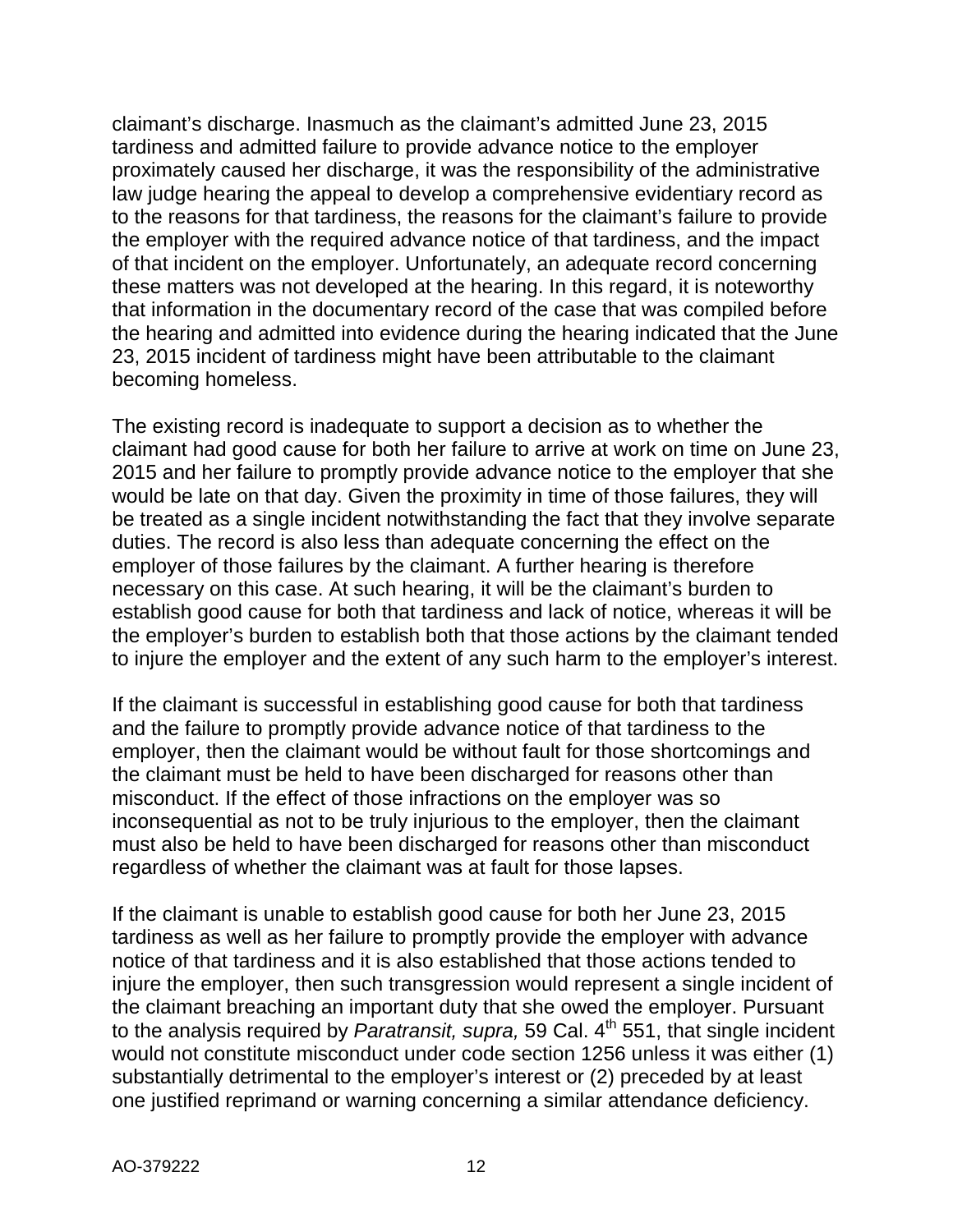claimant's discharge. Inasmuch as the claimant's admitted June 23, 2015 tardiness and admitted failure to provide advance notice to the employer proximately caused her discharge, it was the responsibility of the administrative law judge hearing the appeal to develop a comprehensive evidentiary record as to the reasons for that tardiness, the reasons for the claimant's failure to provide the employer with the required advance notice of that tardiness, and the impact of that incident on the employer. Unfortunately, an adequate record concerning these matters was not developed at the hearing. In this regard, it is noteworthy that information in the documentary record of the case that was compiled before the hearing and admitted into evidence during the hearing indicated that the June 23, 2015 incident of tardiness might have been attributable to the claimant becoming homeless.

The existing record is inadequate to support a decision as to whether the claimant had good cause for both her failure to arrive at work on time on June 23, 2015 and her failure to promptly provide advance notice to the employer that she would be late on that day. Given the proximity in time of those failures, they will be treated as a single incident notwithstanding the fact that they involve separate duties. The record is also less than adequate concerning the effect on the employer of those failures by the claimant. A further hearing is therefore necessary on this case. At such hearing, it will be the claimant's burden to establish good cause for both that tardiness and lack of notice, whereas it will be the employer's burden to establish both that those actions by the claimant tended to injure the employer and the extent of any such harm to the employer's interest.

If the claimant is successful in establishing good cause for both that tardiness and the failure to promptly provide advance notice of that tardiness to the employer, then the claimant would be without fault for those shortcomings and the claimant must be held to have been discharged for reasons other than misconduct. If the effect of those infractions on the employer was so inconsequential as not to be truly injurious to the employer, then the claimant must also be held to have been discharged for reasons other than misconduct regardless of whether the claimant was at fault for those lapses.

If the claimant is unable to establish good cause for both her June 23, 2015 tardiness as well as her failure to promptly provide the employer with advance notice of that tardiness and it is also established that those actions tended to injure the employer, then such transgression would represent a single incident of the claimant breaching an important duty that she owed the employer. Pursuant to the analysis required by *Paratransit, supra,* 59 Cal. 4th 551, that single incident would not constitute misconduct under code section 1256 unless it was either (1) substantially detrimental to the employer's interest or (2) preceded by at least one justified reprimand or warning concerning a similar attendance deficiency.

AO-379222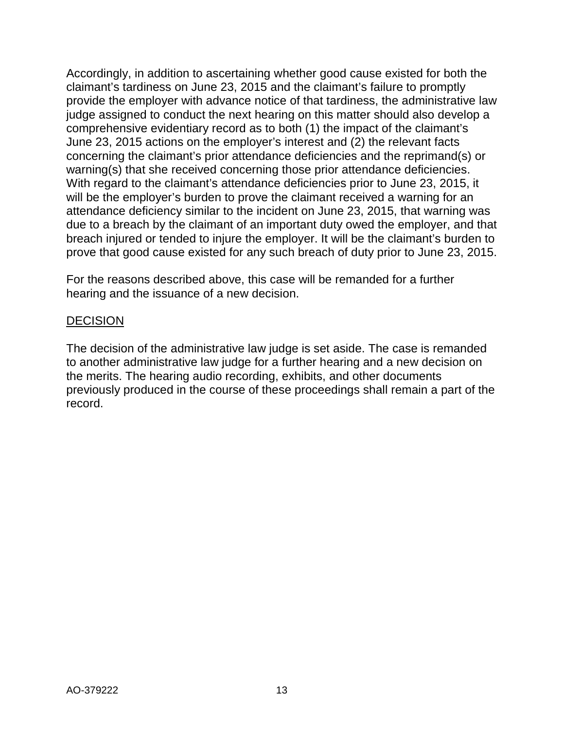Accordingly, in addition to ascertaining whether good cause existed for both the claimant's tardiness on June 23, 2015 and the claimant's failure to promptly provide the employer with advance notice of that tardiness, the administrative law judge assigned to conduct the next hearing on this matter should also develop a comprehensive evidentiary record as to both (1) the impact of the claimant's June 23, 2015 actions on the employer's interest and (2) the relevant facts concerning the claimant's prior attendance deficiencies and the reprimand(s) or warning(s) that she received concerning those prior attendance deficiencies. With regard to the claimant's attendance deficiencies prior to June 23, 2015, it will be the employer's burden to prove the claimant received a warning for an attendance deficiency similar to the incident on June 23, 2015, that warning was due to a breach by the claimant of an important duty owed the employer, and that breach injured or tended to injure the employer. It will be the claimant's burden to prove that good cause existed for any such breach of duty prior to June 23, 2015.

For the reasons described above, this case will be remanded for a further hearing and the issuance of a new decision.

## DECISION

The decision of the administrative law judge is set aside. The case is remanded to another administrative law judge for a further hearing and a new decision on the merits. The hearing audio recording, exhibits, and other documents previously produced in the course of these proceedings shall remain a part of the record.